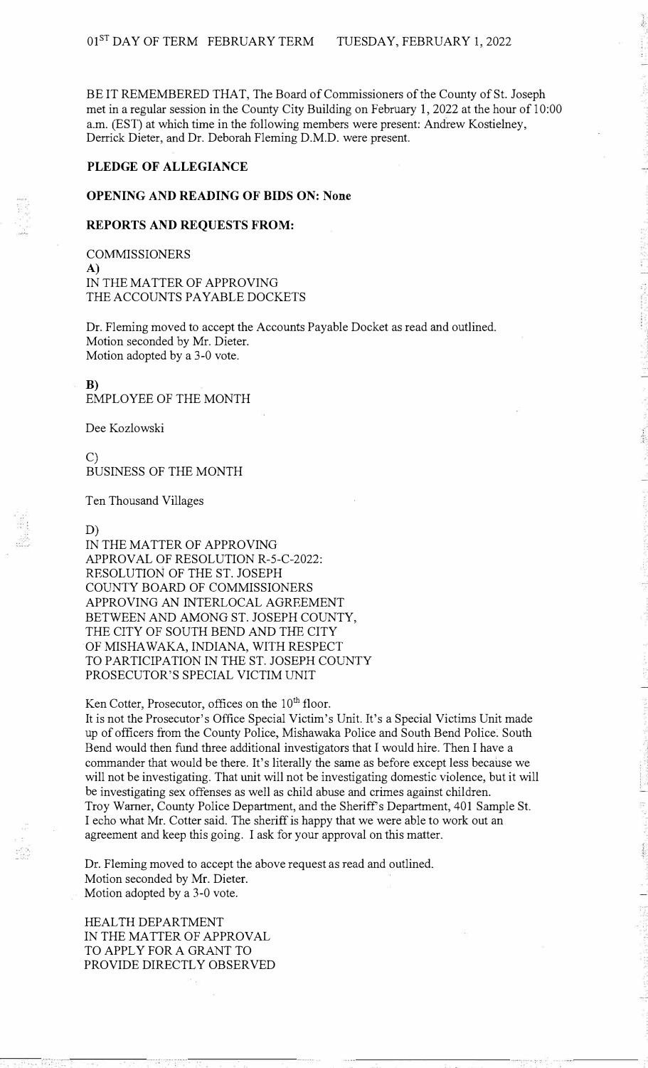01[ST] DAY OF TERM FEBRUARY TERM TUESDAY, FEBRUARY 1, 2022

BE IT REMEMBERED THAT, The Board of Commissioners of the County of St. Joseph met in a regular session in the County City Building on February 1, 2022 at the hour of 10:00 a.m. (EST) at which time in the following members were present: Andrew Kostielney, Derrick Dieter, and Dr. Deborah Fleming D.M.D. were present.

**PLEDGE OF ALLEGIANCE**

**OPENING AND READING OF BIDS ON: None**

**REPORTS AND REQUESTS FROM:**

COMMISSIONERS
**A)**
IN THE MATTER OF APPROVING
THE ACCOUNTS PAYABLE DOCKETS

Dr. Fleming moved to accept the Accounts Payable Docket as read and outlined.
Motion seconded by Mr. Dieter.
Motion adopted by a 3-0 vote.

**B)**
EMPLOYEE OF THE MONTH

Dee Kozlowski

C)
BUSINESS OF THE MONTH

Ten Thousand Villages

D)
IN THE MATTER OF APPROVING
APPROVAL OF RESOLUTION R-5-C-2022:
RESOLUTION OF THE ST. JOSEPH
COUNTY BOARD OF COMMISSIONERS
APPROVING AN INTERLOCAL AGREEMENT
BETWEEN AND AMONG ST. JOSEPH COUNTY,
THE CITY OF SOUTH BEND AND THE CITY
OF MISHAWAKA, INDIANA, WITH RESPECT
TO PARTICIPATION IN THE ST. JOSEPH COUNTY
PROSECUTOR'S SPECIAL VICTIM UNIT

Ken Cotter, Prosecutor, offices on the 10[th] floor.
It is not the Prosecutor's Office Special Victim's Unit. It's a Special Victims Unit made up of officers from the County Police, Mishawaka Police and South Bend Police. South Bend would then fund three additional investigators that I would hire. Then I have a commander that would be there. It's literally the same as before except less because we will not be investigating. That unit will not be investigating domestic violence, but it will be investigating sex offenses as well as child abuse and crimes against children.
Troy Warner, County Police Department, and the Sheriff's Department, 401 Sample St.
I echo what Mr. Cotter said. The sheriff is happy that we were able to work out an agreement and keep this going. I ask for your approval on this matter.

Dr. Fleming moved to accept the above request as read and outlined.
Motion seconded by Mr. Dieter.
Motion adopted by a 3-0 vote.

HEALTH DEPARTMENT
IN THE MATTER OF APPROVAL
TO APPLY FOR A GRANT TO
PROVIDE DIRECTLY OBSERVED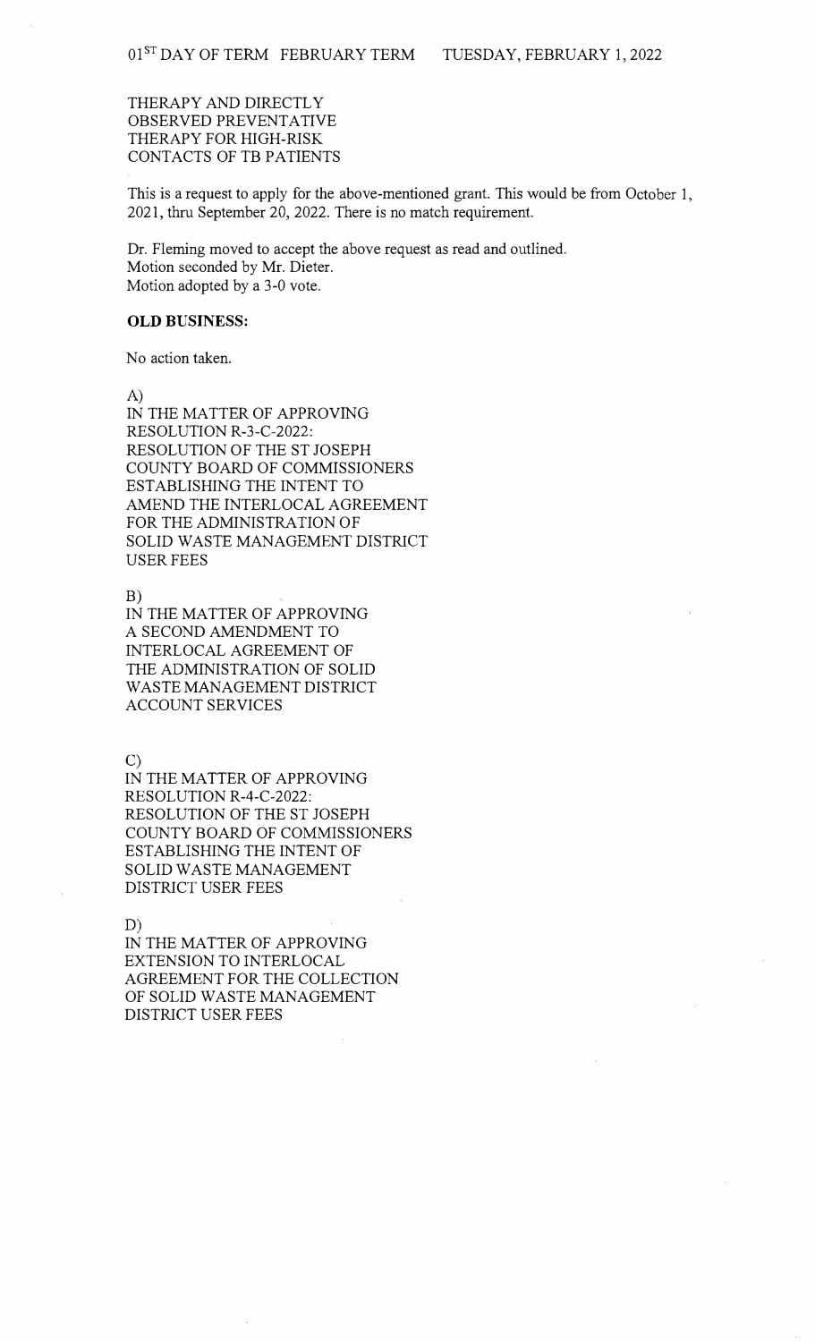THERAPY AND DIRECTLY
OBSERVED PREVENTATIVE
THERAPY FOR HIGH-RISK
CONTACTS OF TB PATIENTS

This is a request to apply for the above-mentioned grant. This would be from October 1, 2021, thru September 20, 2022. There is no match requirement.

Dr. Fleming moved to accept the above request as read and outlined.
Motion seconded by Mr. Dieter.
Motion adopted by a 3-0 vote.

**OLD BUSINESS:**

No action taken.

A)
IN THE MATTER OF APPROVING
RESOLUTION R-3-C-2022:
RESOLUTION OF THE ST JOSEPH
COUNTY BOARD OF COMMISSIONERS
ESTABLISHING THE INTENT TO
AMEND THE INTERLOCAL AGREEMENT
FOR THE ADMINISTRATION OF
SOLID WASTE MANAGEMENT DISTRICT
USER FEES

B)
IN THE MATTER OF APPROVING
A SECOND AMENDMENT TO
INTERLOCAL AGREEMENT OF
THE ADMINISTRATION OF SOLID
WASTE MANAGEMENT DISTRICT
ACCOUNT SERVICES

C)
IN THE MATTER OF APPROVING
RESOLUTION R-4-C-2022:
RESOLUTION OF THE ST JOSEPH
COUNTY BOARD OF COMMISSIONERS
ESTABLISHING THE INTENT OF
SOLID WASTE MANAGEMENT
DISTRICT USER FEES

D)
IN THE MATTER OF APPROVING
EXTENSION TO INTERLOCAL
AGREEMENT FOR THE COLLECTION
OF SOLID WASTE MANAGEMENT
DISTRICT USER FEES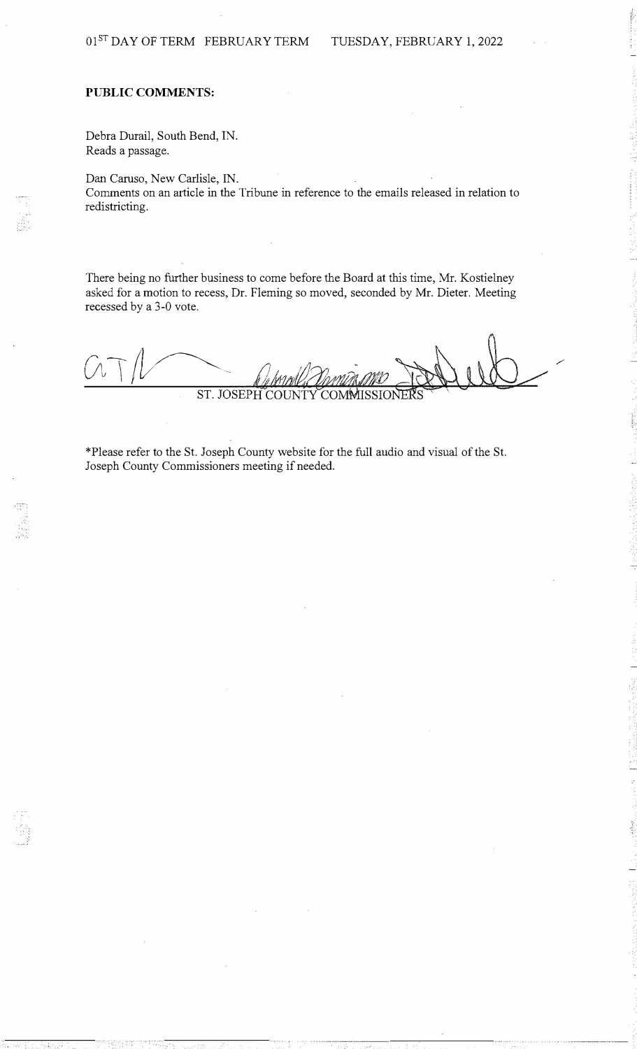**PUBLIC COMMENTS:**

Debra Durail, South Bend, IN.
Reads a passage.

Dan Caruso, New Carlisle, IN.
Comments on an article in the Tribune in reference to the emails released in relation to redistricting.

There being no further business to come before the Board at this time, Mr. Kostielney asked for a motion to recess, Dr. Fleming so moved, seconded by Mr. Dieter. Meeting recessed by a 3-0 vote.

ST. JOSEPH COUNTY COMMISSIONERS

*Please refer to the St. Joseph County website for the full audio and visual of the St. Joseph County Commissioners meeting if needed.